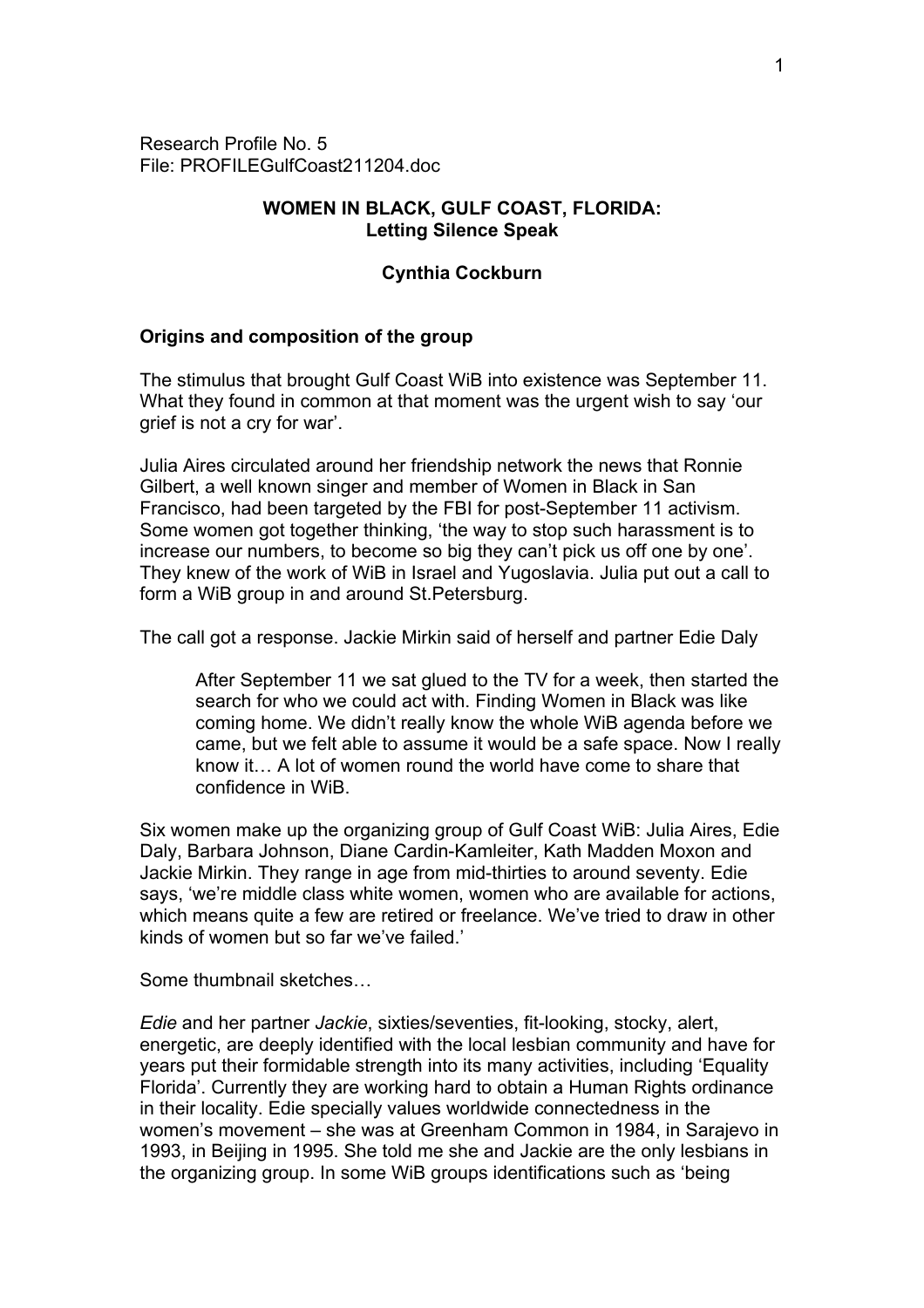Research Profile No. 5
File: PROFILEGulfCoast211204.doc

# WOMEN IN BLACK, GULF COAST, FLORIDA:
## Letting Silence Speak

**Cynthia Cockburn**

### Origins and composition of the group

The stimulus that brought Gulf Coast WiB into existence was September 11. What they found in common at that moment was the urgent wish to say 'our grief is not a cry for war'.

Julia Aires circulated around her friendship network the news that Ronnie Gilbert, a well known singer and member of Women in Black in San Francisco, had been targeted by the FBI for post-September 11 activism. Some women got together thinking, 'the way to stop such harassment is to increase our numbers, to become so big they can't pick us off one by one'. They knew of the work of WiB in Israel and Yugoslavia. Julia put out a call to form a WiB group in and around St.Petersburg.

The call got a response. Jackie Mirkin said of herself and partner Edie Daly

> After September 11 we sat glued to the TV for a week, then started the search for who we could act with. Finding Women in Black was like coming home. We didn't really know the whole WiB agenda before we came, but we felt able to assume it would be a safe space. Now I really know it… A lot of women round the world have come to share that confidence in WiB.

Six women make up the organizing group of Gulf Coast WiB: Julia Aires, Edie Daly, Barbara Johnson, Diane Cardin-Kamleiter, Kath Madden Moxon and Jackie Mirkin. They range in age from mid-thirties to around seventy. Edie says, 'we're middle class white women, women who are available for actions, which means quite a few are retired or freelance. We've tried to draw in other kinds of women but so far we've failed.'

Some thumbnail sketches…

*Edie* and her partner *Jackie*, sixties/seventies, fit-looking, stocky, alert, energetic, are deeply identified with the local lesbian community and have for years put their formidable strength into its many activities, including 'Equality Florida'. Currently they are working hard to obtain a Human Rights ordinance in their locality. Edie specially values worldwide connectedness in the women's movement – she was at Greenham Common in 1984, in Sarajevo in 1993, in Beijing in 1995. She told me she and Jackie are the only lesbians in the organizing group. In some WiB groups identifications such as 'being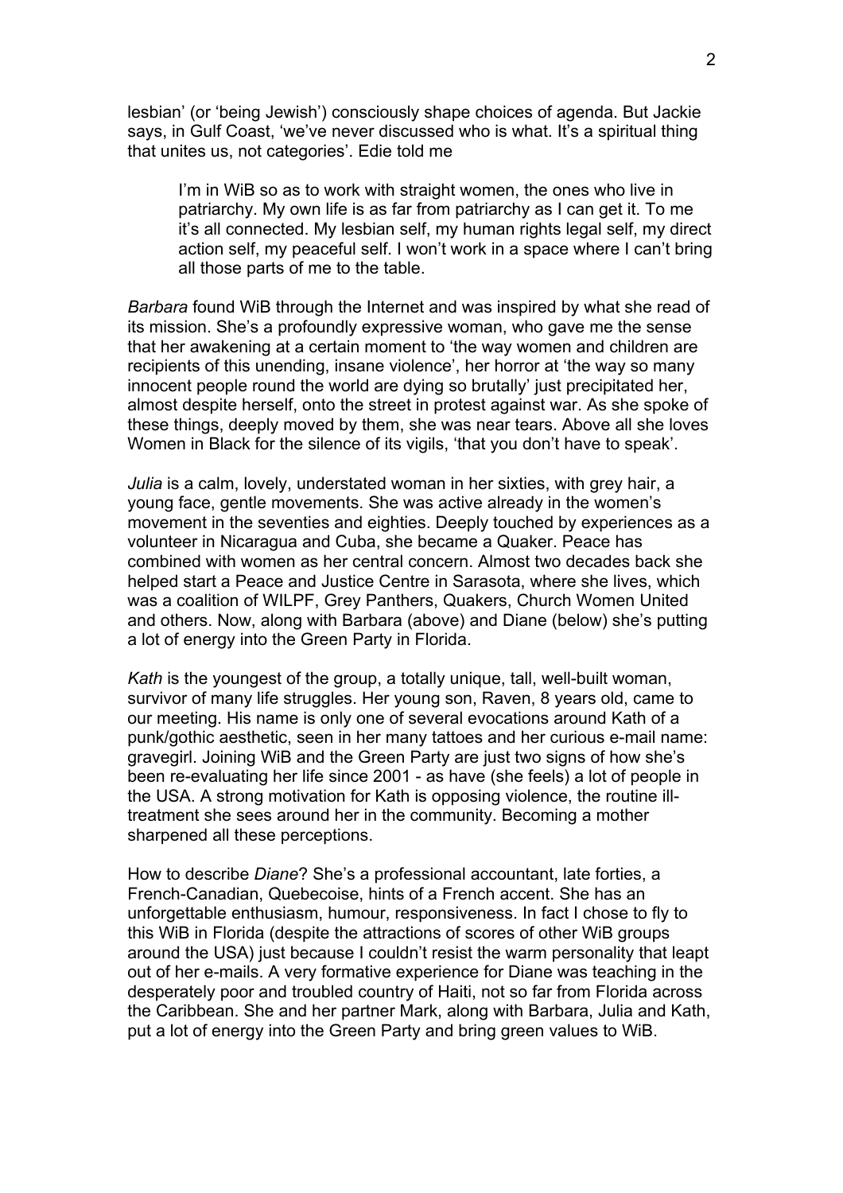lesbian' (or 'being Jewish') consciously shape choices of agenda. But Jackie says, in Gulf Coast, 'we've never discussed who is what. It's a spiritual thing that unites us, not categories'. Edie told me

> I'm in WiB so as to work with straight women, the ones who live in patriarchy. My own life is as far from patriarchy as I can get it. To me it's all connected. My lesbian self, my human rights legal self, my direct action self, my peaceful self. I won't work in a space where I can't bring all those parts of me to the table.

*Barbara* found WiB through the Internet and was inspired by what she read of its mission. She's a profoundly expressive woman, who gave me the sense that her awakening at a certain moment to 'the way women and children are recipients of this unending, insane violence', her horror at 'the way so many innocent people round the world are dying so brutally' just precipitated her, almost despite herself, onto the street in protest against war. As she spoke of these things, deeply moved by them, she was near tears. Above all she loves Women in Black for the silence of its vigils, 'that you don't have to speak'.

*Julia* is a calm, lovely, understated woman in her sixties, with grey hair, a young face, gentle movements. She was active already in the women's movement in the seventies and eighties. Deeply touched by experiences as a volunteer in Nicaragua and Cuba, she became a Quaker. Peace has combined with women as her central concern. Almost two decades back she helped start a Peace and Justice Centre in Sarasota, where she lives, which was a coalition of WILPF, Grey Panthers, Quakers, Church Women United and others. Now, along with Barbara (above) and Diane (below) she's putting a lot of energy into the Green Party in Florida.

*Kath* is the youngest of the group, a totally unique, tall, well-built woman, survivor of many life struggles. Her young son, Raven, 8 years old, came to our meeting. His name is only one of several evocations around Kath of a punk/gothic aesthetic, seen in her many tattoes and her curious e-mail name: gravegirl. Joining WiB and the Green Party are just two signs of how she's been re-evaluating her life since 2001 - as have (she feels) a lot of people in the USA. A strong motivation for Kath is opposing violence, the routine ill-treatment she sees around her in the community. Becoming a mother sharpened all these perceptions.

How to describe *Diane*? She's a professional accountant, late forties, a French-Canadian, Quebecoise, hints of a French accent. She has an unforgettable enthusiasm, humour, responsiveness. In fact I chose to fly to this WiB in Florida (despite the attractions of scores of other WiB groups around the USA) just because I couldn't resist the warm personality that leapt out of her e-mails. A very formative experience for Diane was teaching in the desperately poor and troubled country of Haiti, not so far from Florida across the Caribbean. She and her partner Mark, along with Barbara, Julia and Kath, put a lot of energy into the Green Party and bring green values to WiB.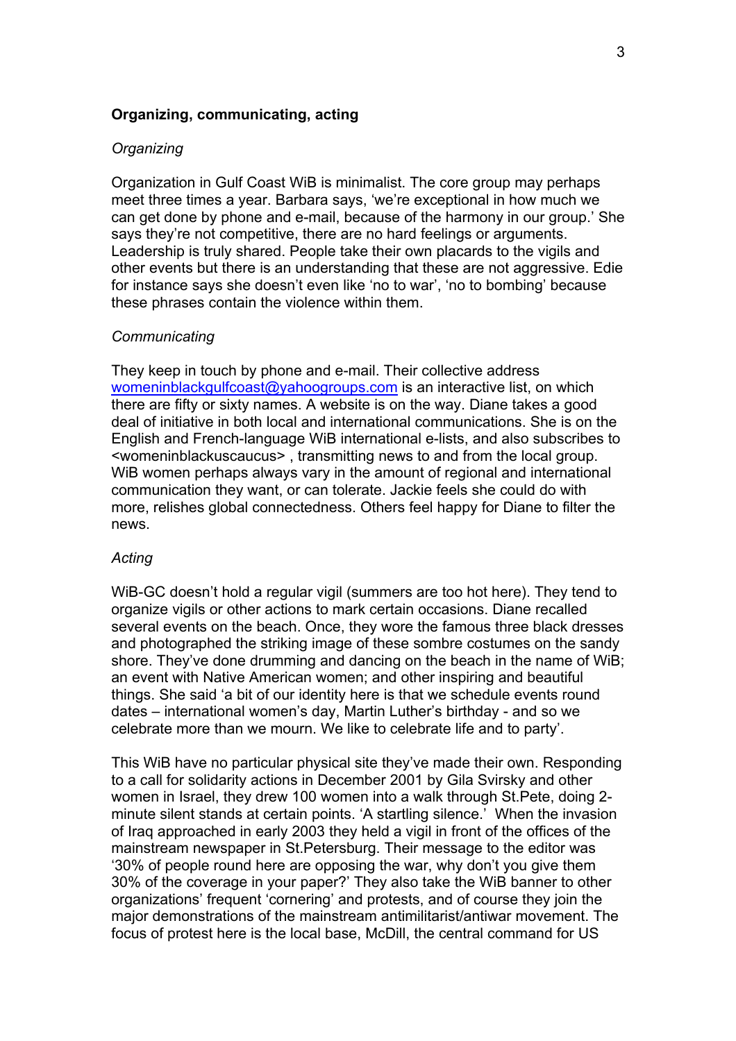**Organizing, communicating, acting**

*Organizing*

Organization in Gulf Coast WiB is minimalist. The core group may perhaps meet three times a year. Barbara says, 'we're exceptional in how much we can get done by phone and e-mail, because of the harmony in our group.' She says they're not competitive, there are no hard feelings or arguments. Leadership is truly shared. People take their own placards to the vigils and other events but there is an understanding that these are not aggressive. Edie for instance says she doesn't even like 'no to war', 'no to bombing' because these phrases contain the violence within them.

*Communicating*

They keep in touch by phone and e-mail. Their collective address womeninblackgulfcoast@yahoogroups.com is an interactive list, on which there are fifty or sixty names. A website is on the way. Diane takes a good deal of initiative in both local and international communications. She is on the English and French-language WiB international e-lists, and also subscribes to <womeninblackuscaucus> , transmitting news to and from the local group. WiB women perhaps always vary in the amount of regional and international communication they want, or can tolerate. Jackie feels she could do with more, relishes global connectedness. Others feel happy for Diane to filter the news.

*Acting*

WiB-GC doesn't hold a regular vigil (summers are too hot here). They tend to organize vigils or other actions to mark certain occasions. Diane recalled several events on the beach. Once, they wore the famous three black dresses and photographed the striking image of these sombre costumes on the sandy shore. They've done drumming and dancing on the beach in the name of WiB; an event with Native American women; and other inspiring and beautiful things. She said 'a bit of our identity here is that we schedule events round dates – international women's day, Martin Luther's birthday - and so we celebrate more than we mourn. We like to celebrate life and to party'.

This WiB have no particular physical site they've made their own. Responding to a call for solidarity actions in December 2001 by Gila Svirsky and other women in Israel, they drew 100 women into a walk through St.Pete, doing 2-minute silent stands at certain points. 'A startling silence.' When the invasion of Iraq approached in early 2003 they held a vigil in front of the offices of the mainstream newspaper in St.Petersburg. Their message to the editor was '30% of people round here are opposing the war, why don't you give them 30% of the coverage in your paper?' They also take the WiB banner to other organizations' frequent 'cornering' and protests, and of course they join the major demonstrations of the mainstream antimilitarist/antiwar movement. The focus of protest here is the local base, McDill, the central command for US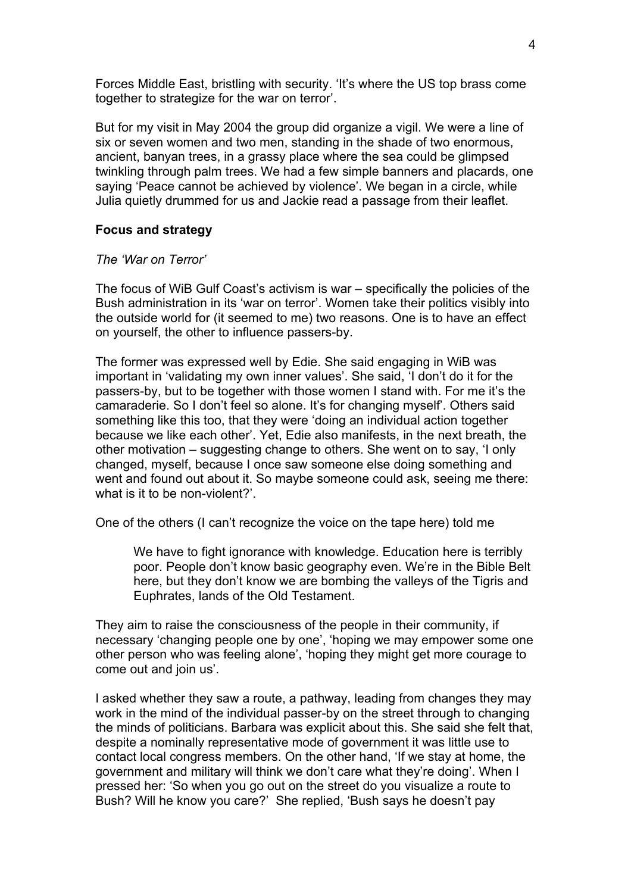Forces Middle East, bristling with security. 'It's where the US top brass come together to strategize for the war on terror'.

But for my visit in May 2004 the group did organize a vigil. We were a line of six or seven women and two men, standing in the shade of two enormous, ancient, banyan trees, in a grassy place where the sea could be glimpsed twinkling through palm trees. We had a few simple banners and placards, one saying 'Peace cannot be achieved by violence'. We began in a circle, while Julia quietly drummed for us and Jackie read a passage from their leaflet.

### Focus and strategy

*The 'War on Terror'*

The focus of WiB Gulf Coast's activism is war – specifically the policies of the Bush administration in its 'war on terror'. Women take their politics visibly into the outside world for (it seemed to me) two reasons. One is to have an effect on yourself, the other to influence passers-by.

The former was expressed well by Edie. She said engaging in WiB was important in 'validating my own inner values'. She said, 'I don't do it for the passers-by, but to be together with those women I stand with. For me it's the camaraderie. So I don't feel so alone. It's for changing myself'. Others said something like this too, that they were 'doing an individual action together because we like each other'. Yet, Edie also manifests, in the next breath, the other motivation – suggesting change to others. She went on to say, 'I only changed, myself, because I once saw someone else doing something and went and found out about it. So maybe someone could ask, seeing me there: what is it to be non-violent?'.

One of the others (I can't recognize the voice on the tape here) told me

> We have to fight ignorance with knowledge. Education here is terribly poor. People don't know basic geography even. We're in the Bible Belt here, but they don't know we are bombing the valleys of the Tigris and Euphrates, lands of the Old Testament.

They aim to raise the consciousness of the people in their community, if necessary 'changing people one by one', 'hoping we may empower some one other person who was feeling alone', 'hoping they might get more courage to come out and join us'.

I asked whether they saw a route, a pathway, leading from changes they may work in the mind of the individual passer-by on the street through to changing the minds of politicians. Barbara was explicit about this. She said she felt that, despite a nominally representative mode of government it was little use to contact local congress members. On the other hand, 'If we stay at home, the government and military will think we don't care what they're doing'. When I pressed her: 'So when you go out on the street do you visualize a route to Bush? Will he know you care?' She replied, 'Bush says he doesn't pay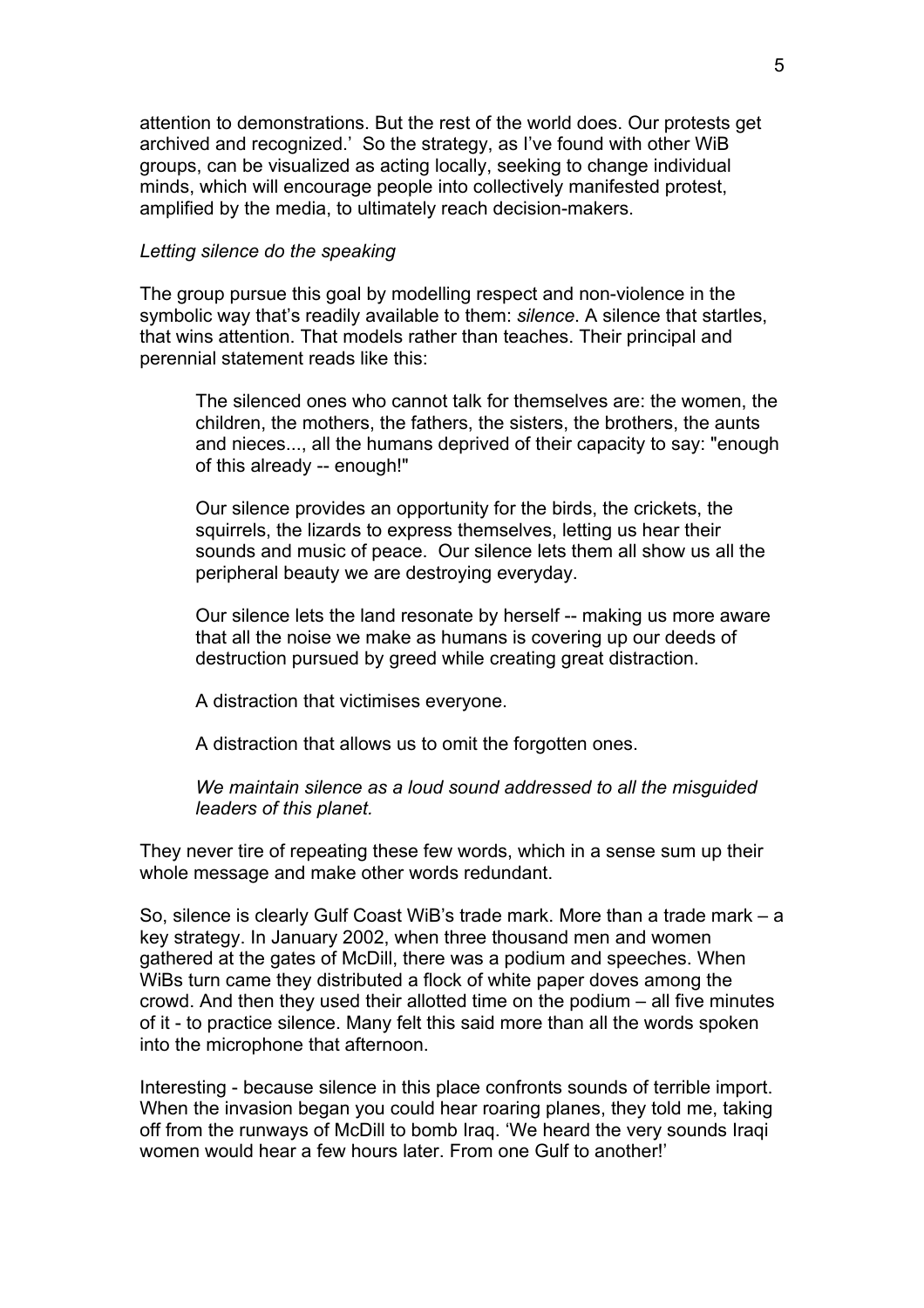attention to demonstrations. But the rest of the world does. Our protests get archived and recognized.' So the strategy, as I've found with other WiB groups, can be visualized as acting locally, seeking to change individual minds, which will encourage people into collectively manifested protest, amplified by the media, to ultimately reach decision-makers.

*Letting silence do the speaking*

The group pursue this goal by modelling respect and non-violence in the symbolic way that's readily available to them: *silence*. A silence that startles, that wins attention. That models rather than teaches. Their principal and perennial statement reads like this:

> The silenced ones who cannot talk for themselves are: the women, the children, the mothers, the fathers, the sisters, the brothers, the aunts and nieces..., all the humans deprived of their capacity to say: "enough of this already -- enough!"
>
> Our silence provides an opportunity for the birds, the crickets, the squirrels, the lizards to express themselves, letting us hear their sounds and music of peace. Our silence lets them all show us all the peripheral beauty we are destroying everyday.
>
> Our silence lets the land resonate by herself -- making us more aware that all the noise we make as humans is covering up our deeds of destruction pursued by greed while creating great distraction.
>
> A distraction that victimises everyone.
>
> A distraction that allows us to omit the forgotten ones.
>
> *We maintain silence as a loud sound addressed to all the misguided leaders of this planet.*

They never tire of repeating these few words, which in a sense sum up their whole message and make other words redundant.

So, silence is clearly Gulf Coast WiB's trade mark. More than a trade mark – a key strategy. In January 2002, when three thousand men and women gathered at the gates of McDill, there was a podium and speeches. When WiBs turn came they distributed a flock of white paper doves among the crowd. And then they used their allotted time on the podium – all five minutes of it - to practice silence. Many felt this said more than all the words spoken into the microphone that afternoon.

Interesting - because silence in this place confronts sounds of terrible import. When the invasion began you could hear roaring planes, they told me, taking off from the runways of McDill to bomb Iraq. 'We heard the very sounds Iraqi women would hear a few hours later. From one Gulf to another!'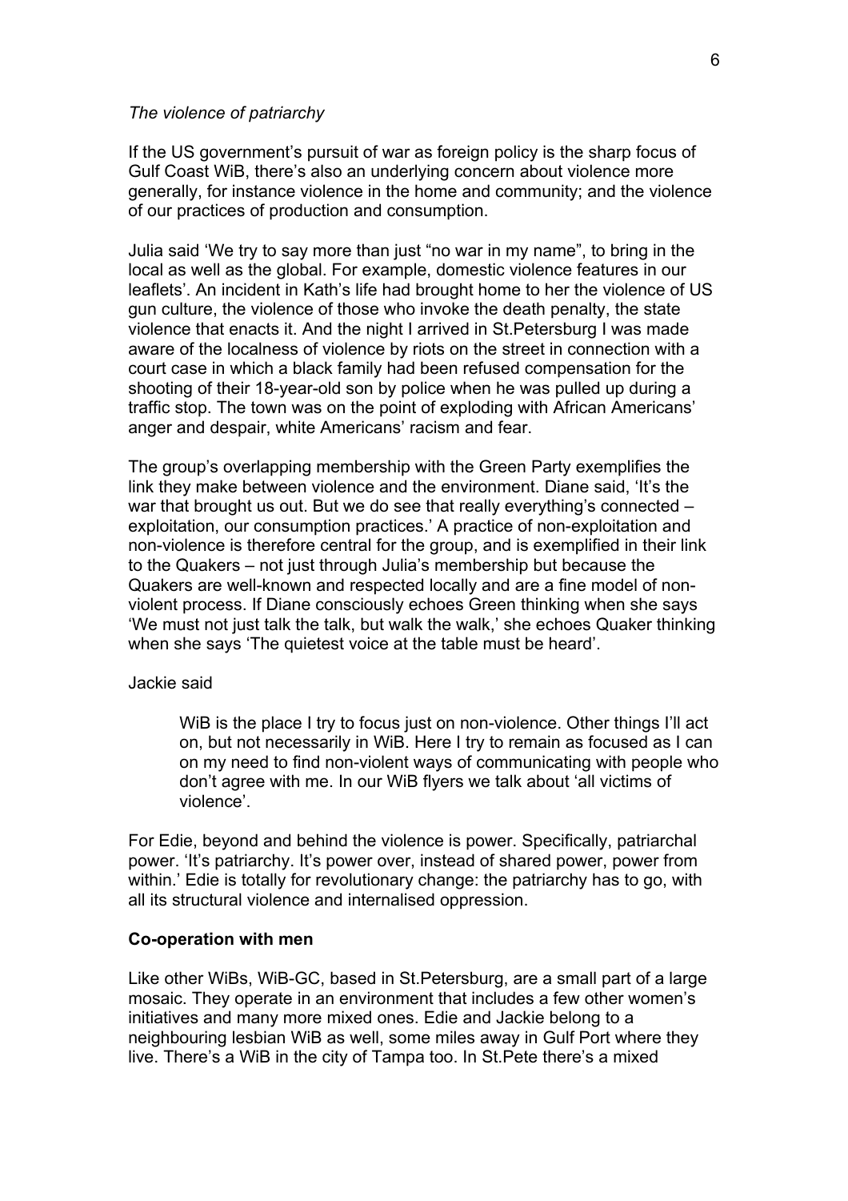*The violence of patriarchy*

If the US government's pursuit of war as foreign policy is the sharp focus of Gulf Coast WiB, there's also an underlying concern about violence more generally, for instance violence in the home and community; and the violence of our practices of production and consumption.

Julia said 'We try to say more than just "no war in my name", to bring in the local as well as the global. For example, domestic violence features in our leaflets'. An incident in Kath's life had brought home to her the violence of US gun culture, the violence of those who invoke the death penalty, the state violence that enacts it. And the night I arrived in St.Petersburg I was made aware of the localness of violence by riots on the street in connection with a court case in which a black family had been refused compensation for the shooting of their 18-year-old son by police when he was pulled up during a traffic stop. The town was on the point of exploding with African Americans' anger and despair, white Americans' racism and fear.

The group's overlapping membership with the Green Party exemplifies the link they make between violence and the environment. Diane said, 'It's the war that brought us out. But we do see that really everything's connected – exploitation, our consumption practices.' A practice of non-exploitation and non-violence is therefore central for the group, and is exemplified in their link to the Quakers – not just through Julia's membership but because the Quakers are well-known and respected locally and are a fine model of non-violent process. If Diane consciously echoes Green thinking when she says 'We must not just talk the talk, but walk the walk,' she echoes Quaker thinking when she says 'The quietest voice at the table must be heard'.

Jackie said

> WiB is the place I try to focus just on non-violence. Other things I'll act on, but not necessarily in WiB. Here I try to remain as focused as I can on my need to find non-violent ways of communicating with people who don't agree with me. In our WiB flyers we talk about 'all victims of violence'.

For Edie, beyond and behind the violence is power. Specifically, patriarchal power. 'It's patriarchy. It's power over, instead of shared power, power from within.' Edie is totally for revolutionary change: the patriarchy has to go, with all its structural violence and internalised oppression.

**Co-operation with men**

Like other WiBs, WiB-GC, based in St.Petersburg, are a small part of a large mosaic. They operate in an environment that includes a few other women's initiatives and many more mixed ones. Edie and Jackie belong to a neighbouring lesbian WiB as well, some miles away in Gulf Port where they live. There's a WiB in the city of Tampa too. In St.Pete there's a mixed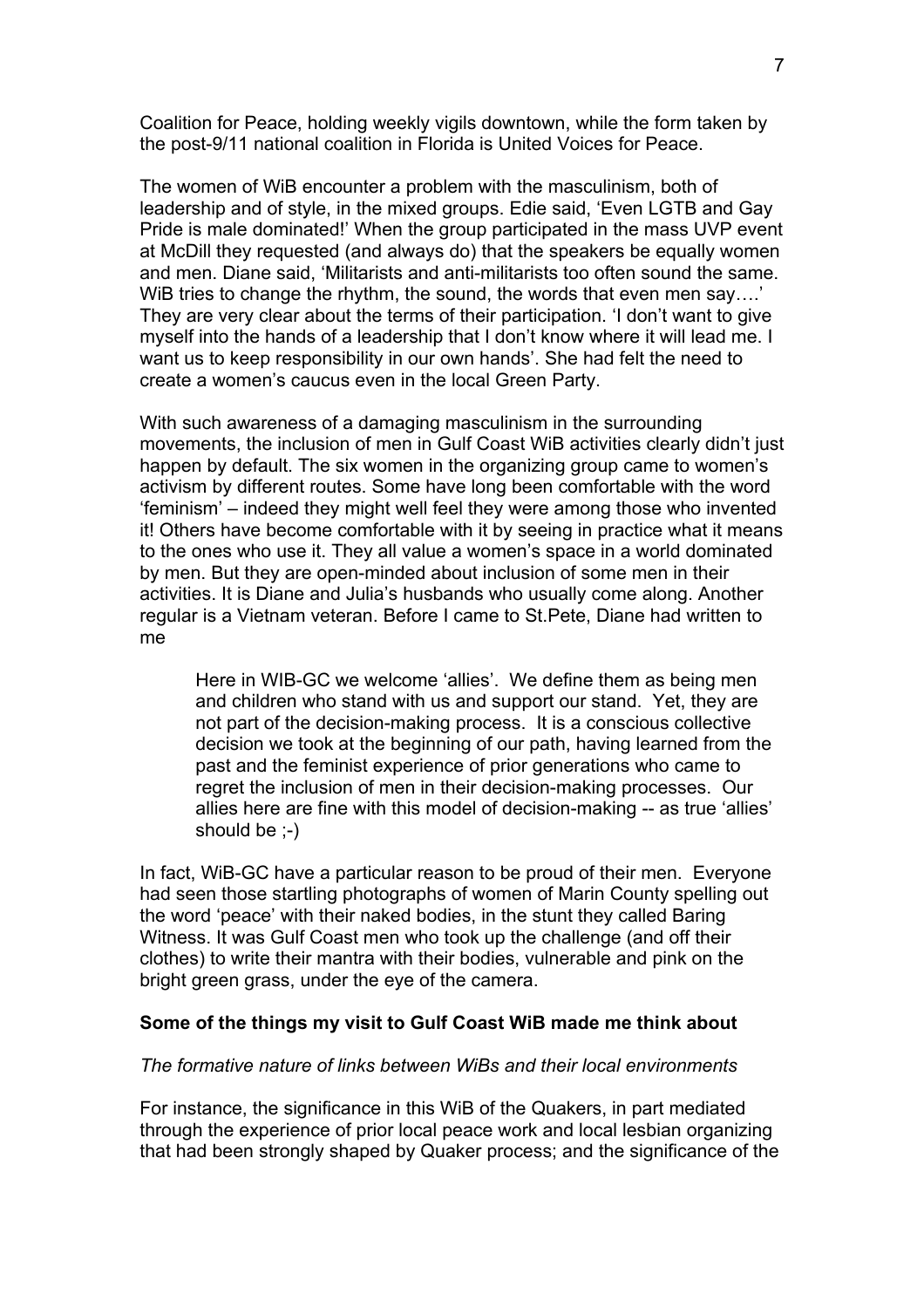Coalition for Peace, holding weekly vigils downtown, while the form taken by the post-9/11 national coalition in Florida is United Voices for Peace.

The women of WiB encounter a problem with the masculinism, both of leadership and of style, in the mixed groups. Edie said, 'Even LGTB and Gay Pride is male dominated!' When the group participated in the mass UVP event at McDill they requested (and always do) that the speakers be equally women and men. Diane said, 'Militarists and anti-militarists too often sound the same. WiB tries to change the rhythm, the sound, the words that even men say….' They are very clear about the terms of their participation. 'I don't want to give myself into the hands of a leadership that I don't know where it will lead me. I want us to keep responsibility in our own hands'. She had felt the need to create a women's caucus even in the local Green Party.

With such awareness of a damaging masculinism in the surrounding movements, the inclusion of men in Gulf Coast WiB activities clearly didn't just happen by default. The six women in the organizing group came to women's activism by different routes. Some have long been comfortable with the word 'feminism' – indeed they might well feel they were among those who invented it! Others have become comfortable with it by seeing in practice what it means to the ones who use it. They all value a women's space in a world dominated by men. But they are open-minded about inclusion of some men in their activities. It is Diane and Julia's husbands who usually come along. Another regular is a Vietnam veteran. Before I came to St.Pete, Diane had written to me

> Here in WIB-GC we welcome 'allies'. We define them as being men and children who stand with us and support our stand. Yet, they are not part of the decision-making process. It is a conscious collective decision we took at the beginning of our path, having learned from the past and the feminist experience of prior generations who came to regret the inclusion of men in their decision-making processes. Our allies here are fine with this model of decision-making -- as true 'allies' should be ;-)

In fact, WiB-GC have a particular reason to be proud of their men. Everyone had seen those startling photographs of women of Marin County spelling out the word 'peace' with their naked bodies, in the stunt they called Baring Witness. It was Gulf Coast men who took up the challenge (and off their clothes) to write their mantra with their bodies, vulnerable and pink on the bright green grass, under the eye of the camera.

**Some of the things my visit to Gulf Coast WiB made me think about**

*The formative nature of links between WiBs and their local environments*

For instance, the significance in this WiB of the Quakers, in part mediated through the experience of prior local peace work and local lesbian organizing that had been strongly shaped by Quaker process; and the significance of the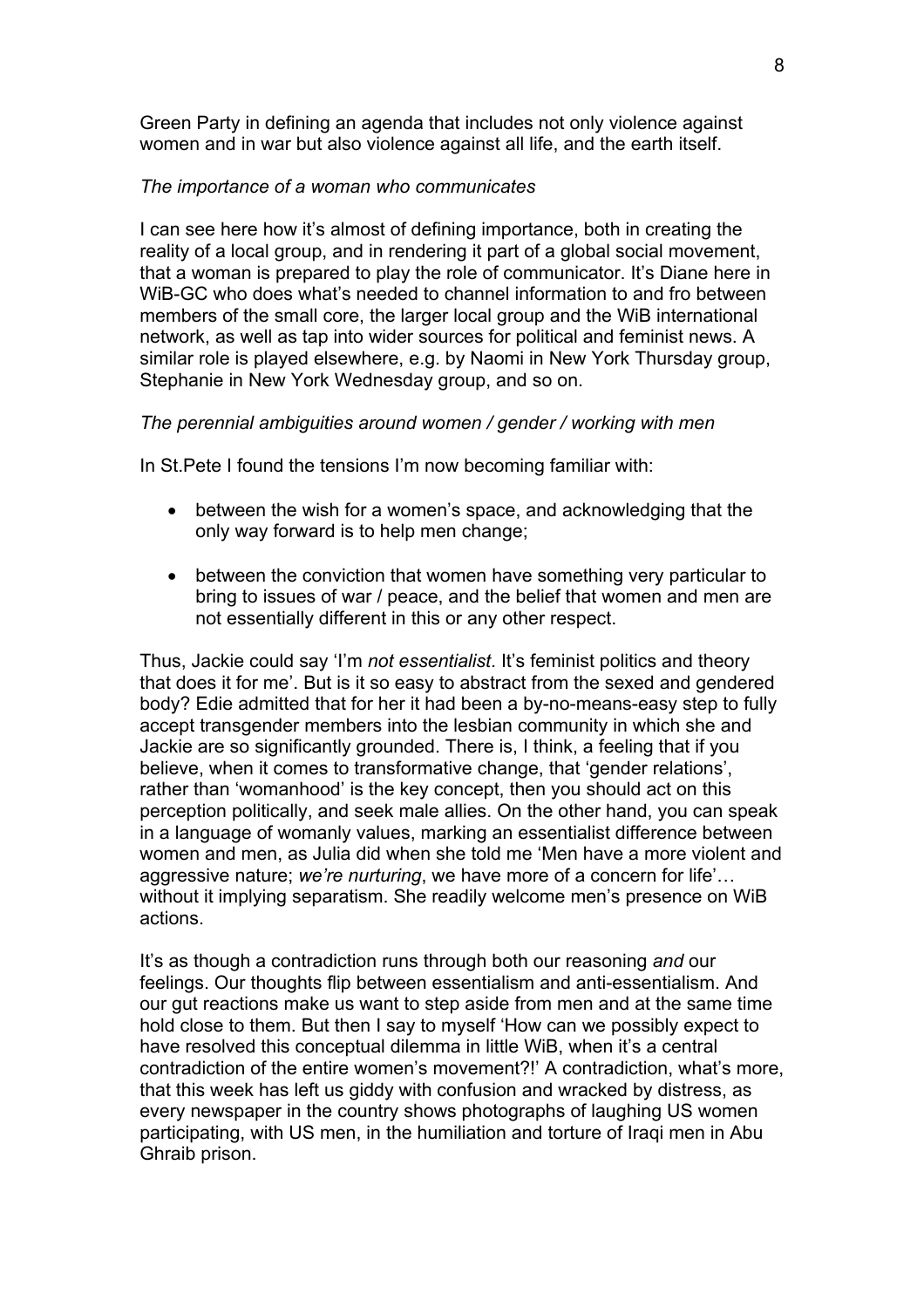Green Party in defining an agenda that includes not only violence against women and in war but also violence against all life, and the earth itself.

*The importance of a woman who communicates*

I can see here how it's almost of defining importance, both in creating the reality of a local group, and in rendering it part of a global social movement, that a woman is prepared to play the role of communicator. It's Diane here in WiB-GC who does what's needed to channel information to and fro between members of the small core, the larger local group and the WiB international network, as well as tap into wider sources for political and feminist news. A similar role is played elsewhere, e.g. by Naomi in New York Thursday group, Stephanie in New York Wednesday group, and so on.

*The perennial ambiguities around women / gender / working with men*

In St.Pete I found the tensions I'm now becoming familiar with:

- between the wish for a women's space, and acknowledging that the only way forward is to help men change;
- between the conviction that women have something very particular to bring to issues of war / peace, and the belief that women and men are not essentially different in this or any other respect.

Thus, Jackie could say 'I'm *not essentialist*. It's feminist politics and theory that does it for me'. But is it so easy to abstract from the sexed and gendered body? Edie admitted that for her it had been a by-no-means-easy step to fully accept transgender members into the lesbian community in which she and Jackie are so significantly grounded. There is, I think, a feeling that if you believe, when it comes to transformative change, that 'gender relations', rather than 'womanhood' is the key concept, then you should act on this perception politically, and seek male allies. On the other hand, you can speak in a language of womanly values, marking an essentialist difference between women and men, as Julia did when she told me 'Men have a more violent and aggressive nature; *we're nurturing*, we have more of a concern for life'… without it implying separatism. She readily welcome men's presence on WiB actions.

It's as though a contradiction runs through both our reasoning *and* our feelings. Our thoughts flip between essentialism and anti-essentialism. And our gut reactions make us want to step aside from men and at the same time hold close to them. But then I say to myself 'How can we possibly expect to have resolved this conceptual dilemma in little WiB, when it's a central contradiction of the entire women's movement?!' A contradiction, what's more, that this week has left us giddy with confusion and wracked by distress, as every newspaper in the country shows photographs of laughing US women participating, with US men, in the humiliation and torture of Iraqi men in Abu Ghraib prison.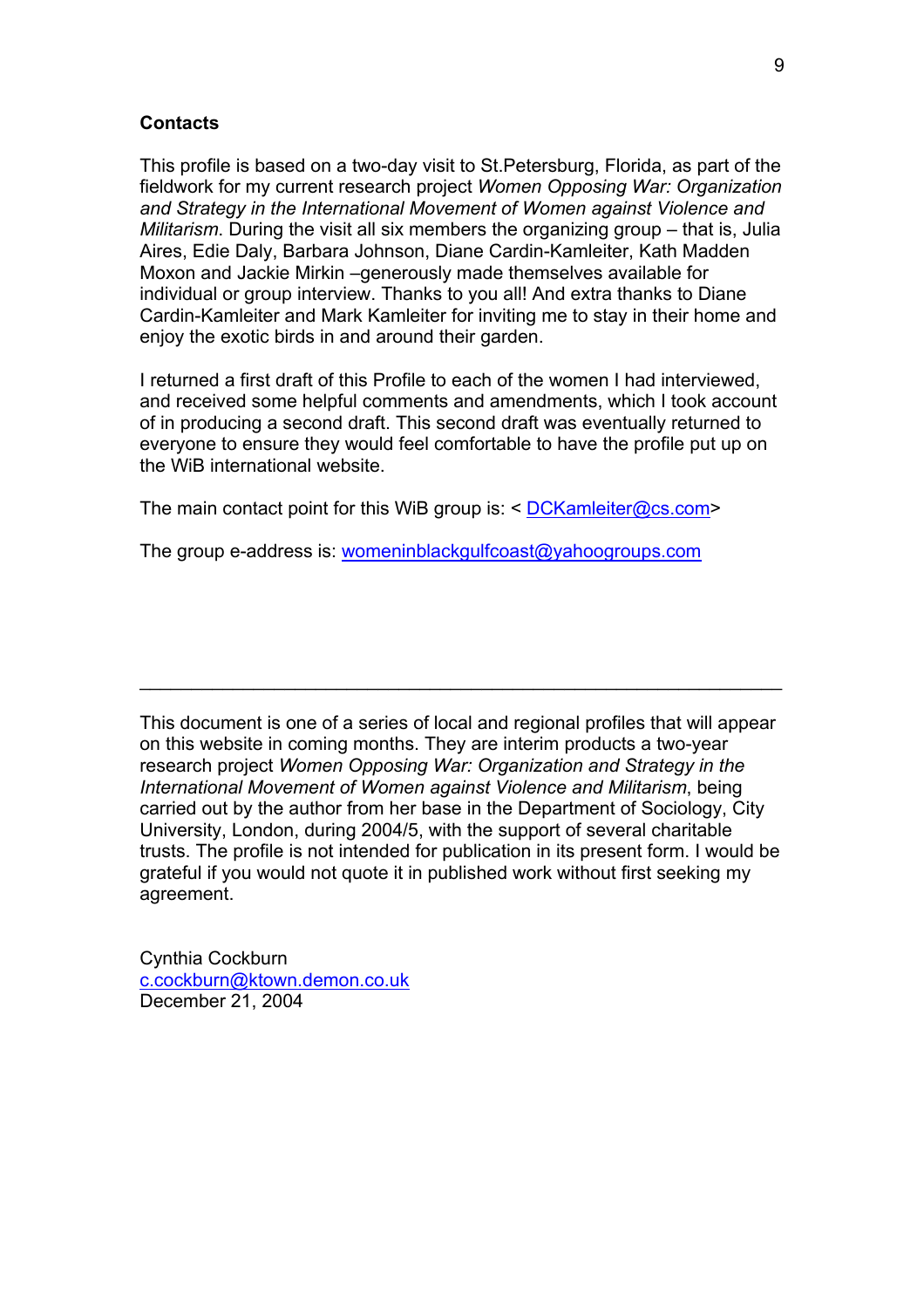**Contacts**

This profile is based on a two-day visit to St.Petersburg, Florida, as part of the fieldwork for my current research project *Women Opposing War: Organization and Strategy in the International Movement of Women against Violence and Militarism*. During the visit all six members the organizing group – that is, Julia Aires, Edie Daly, Barbara Johnson, Diane Cardin-Kamleiter, Kath Madden Moxon and Jackie Mirkin –generously made themselves available for individual or group interview. Thanks to you all! And extra thanks to Diane Cardin-Kamleiter and Mark Kamleiter for inviting me to stay in their home and enjoy the exotic birds in and around their garden.

I returned a first draft of this Profile to each of the women I had interviewed, and received some helpful comments and amendments, which I took account of in producing a second draft. This second draft was eventually returned to everyone to ensure they would feel comfortable to have the profile put up on the WiB international website.

The main contact point for this WiB group is: < DCKamleiter@cs.com>

The group e-address is: womeninblackgulfcoast@yahoogroups.com

---

This document is one of a series of local and regional profiles that will appear on this website in coming months. They are interim products a two-year research project *Women Opposing War: Organization and Strategy in the International Movement of Women against Violence and Militarism*, being carried out by the author from her base in the Department of Sociology, City University, London, during 2004/5, with the support of several charitable trusts. The profile is not intended for publication in its present form. I would be grateful if you would not quote it in published work without first seeking my agreement.

Cynthia Cockburn
c.cockburn@ktown.demon.co.uk
December 21, 2004